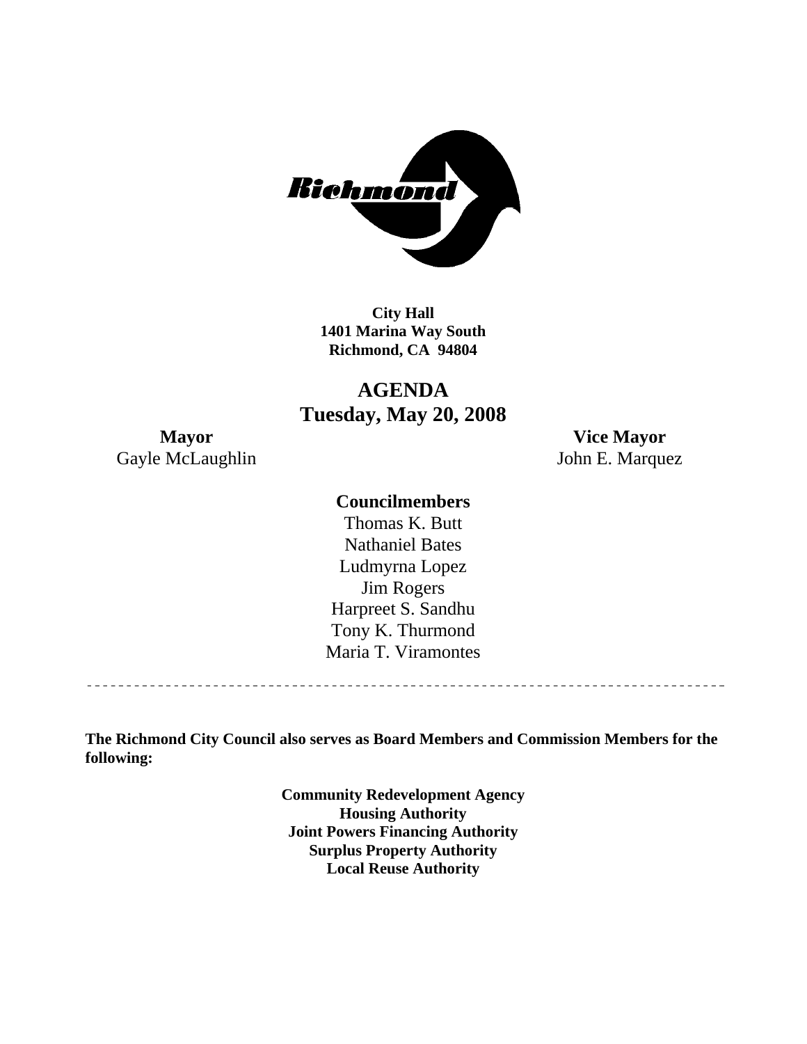**City Hall**
**1401 Marina Way South**
**Richmond, CA 94804**

# AGENDA
## Tuesday, May 20, 2008

**Mayor**
Gayle McLaughlin

**Vice Mayor**
John E. Marquez

**Councilmembers**
Thomas K. Butt
Nathaniel Bates
Ludmyrna Lopez
Jim Rogers
Harpreet S. Sandhu
Tony K. Thurmond
Maria T. Viramontes

---

**The Richmond City Council also serves as Board Members and Commission Members for the following:**

**Community Redevelopment Agency**
**Housing Authority**
**Joint Powers Financing Authority**
**Surplus Property Authority**
**Local Reuse Authority**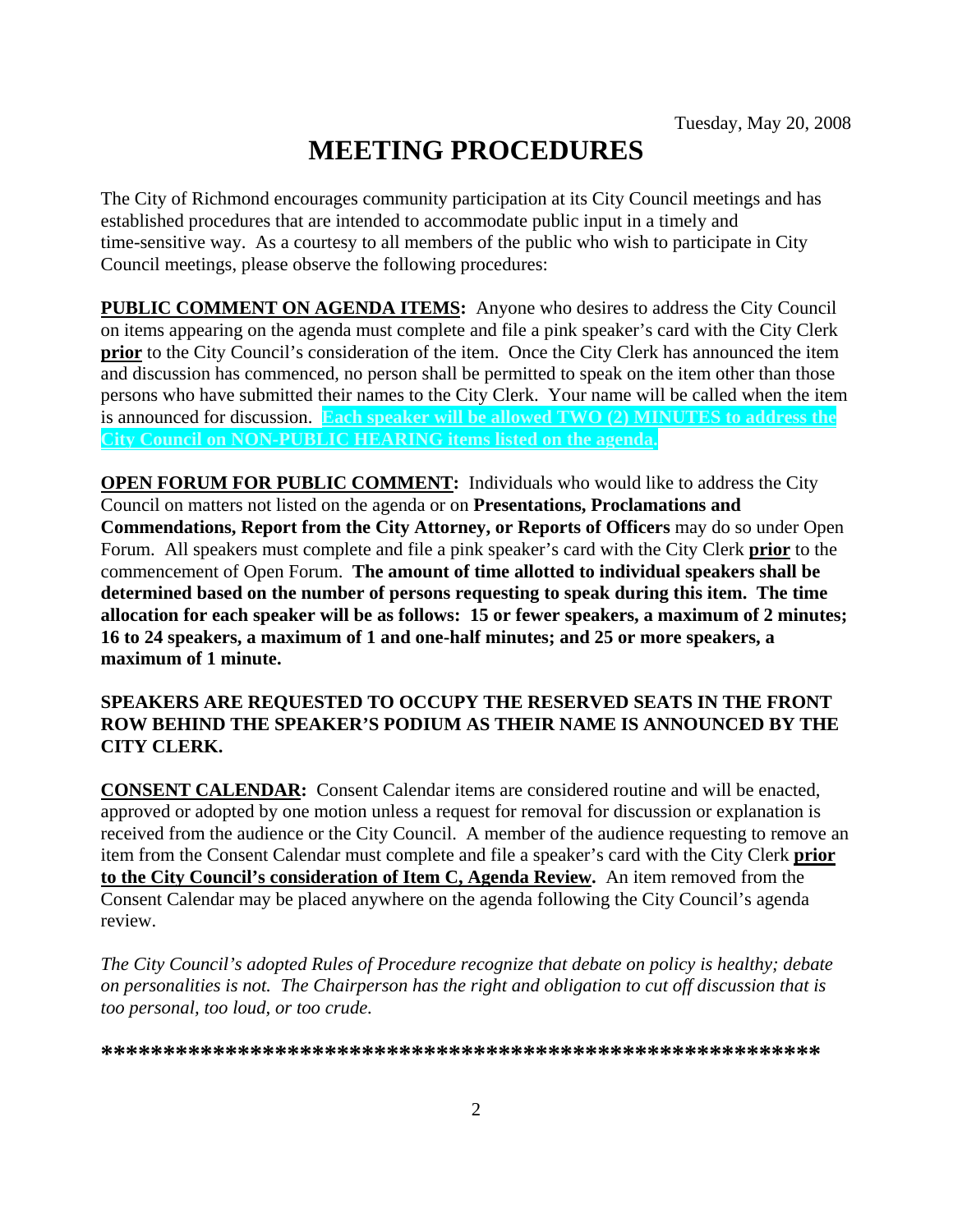Tuesday, May 20, 2008

# MEETING PROCEDURES

The City of Richmond encourages community participation at its City Council meetings and has established procedures that are intended to accommodate public input in a timely and time-sensitive way. As a courtesy to all members of the public who wish to participate in City Council meetings, please observe the following procedures:

**PUBLIC COMMENT ON AGENDA ITEMS:** Anyone who desires to address the City Council on items appearing on the agenda must complete and file a pink speaker's card with the City Clerk **prior** to the City Council's consideration of the item. Once the City Clerk has announced the item and discussion has commenced, no person shall be permitted to speak on the item other than those persons who have submitted their names to the City Clerk. Your name will be called when the item is announced for discussion. **Each speaker will be allowed TWO (2) MINUTES to address the City Council on NON-PUBLIC HEARING items listed on the agenda.**

**OPEN FORUM FOR PUBLIC COMMENT:** Individuals who would like to address the City Council on matters not listed on the agenda or on **Presentations, Proclamations and Commendations, Report from the City Attorney, or Reports of Officers** may do so under Open Forum. All speakers must complete and file a pink speaker's card with the City Clerk **prior** to the commencement of Open Forum. **The amount of time allotted to individual speakers shall be determined based on the number of persons requesting to speak during this item. The time allocation for each speaker will be as follows: 15 or fewer speakers, a maximum of 2 minutes; 16 to 24 speakers, a maximum of 1 and one-half minutes; and 25 or more speakers, a maximum of 1 minute.**

**SPEAKERS ARE REQUESTED TO OCCUPY THE RESERVED SEATS IN THE FRONT ROW BEHIND THE SPEAKER'S PODIUM AS THEIR NAME IS ANNOUNCED BY THE CITY CLERK.**

**CONSENT CALENDAR:** Consent Calendar items are considered routine and will be enacted, approved or adopted by one motion unless a request for removal for discussion or explanation is received from the audience or the City Council. A member of the audience requesting to remove an item from the Consent Calendar must complete and file a speaker's card with the City Clerk **prior to the City Council's consideration of Item C, Agenda Review.** An item removed from the Consent Calendar may be placed anywhere on the agenda following the City Council's agenda review.

*The City Council's adopted Rules of Procedure recognize that debate on policy is healthy; debate on personalities is not. The Chairperson has the right and obligation to cut off discussion that is too personal, too loud, or too crude.*

**\*\*\*\*\*\*\*\*\*\*\*\*\*\*\*\*\*\*\*\*\*\*\*\*\*\*\*\*\*\*\*\*\*\*\*\*\*\*\*\*\*\*\*\*\*\*\*\*\*\*\*\*\*\*\*\*\***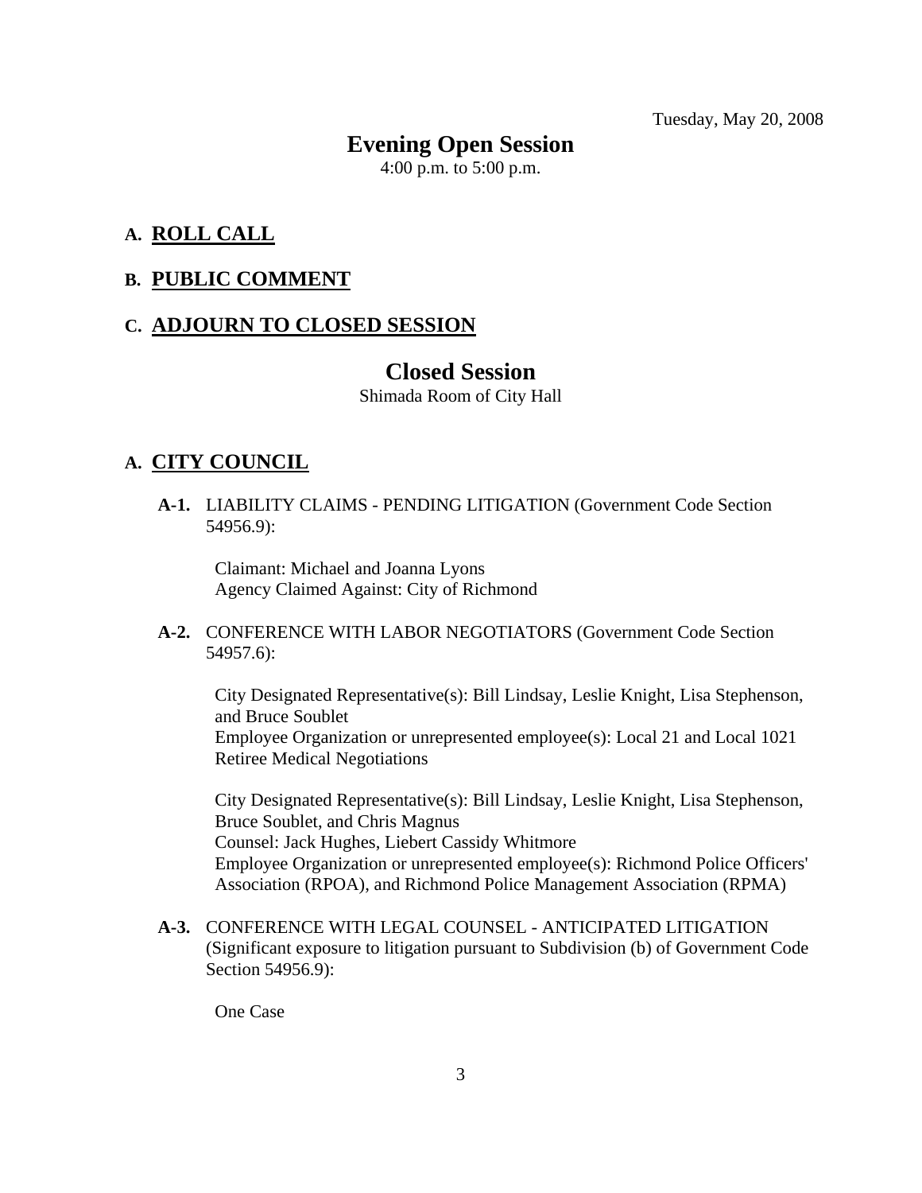Tuesday, May 20, 2008

# Evening Open Session

4:00 p.m. to 5:00 p.m.

## A. ROLL CALL

## B. PUBLIC COMMENT

## C. ADJOURN TO CLOSED SESSION

# Closed Session

Shimada Room of City Hall

## A. CITY COUNCIL

**A-1.** LIABILITY CLAIMS - PENDING LITIGATION (Government Code Section 54956.9):

Claimant: Michael and Joanna Lyons
Agency Claimed Against: City of Richmond

**A-2.** CONFERENCE WITH LABOR NEGOTIATORS (Government Code Section 54957.6):

City Designated Representative(s): Bill Lindsay, Leslie Knight, Lisa Stephenson, and Bruce Soublet
Employee Organization or unrepresented employee(s): Local 21 and Local 1021
Retiree Medical Negotiations

City Designated Representative(s): Bill Lindsay, Leslie Knight, Lisa Stephenson, Bruce Soublet, and Chris Magnus
Counsel: Jack Hughes, Liebert Cassidy Whitmore
Employee Organization or unrepresented employee(s): Richmond Police Officers' Association (RPOA), and Richmond Police Management Association (RPMA)

**A-3.** CONFERENCE WITH LEGAL COUNSEL - ANTICIPATED LITIGATION (Significant exposure to litigation pursuant to Subdivision (b) of Government Code Section 54956.9):

One Case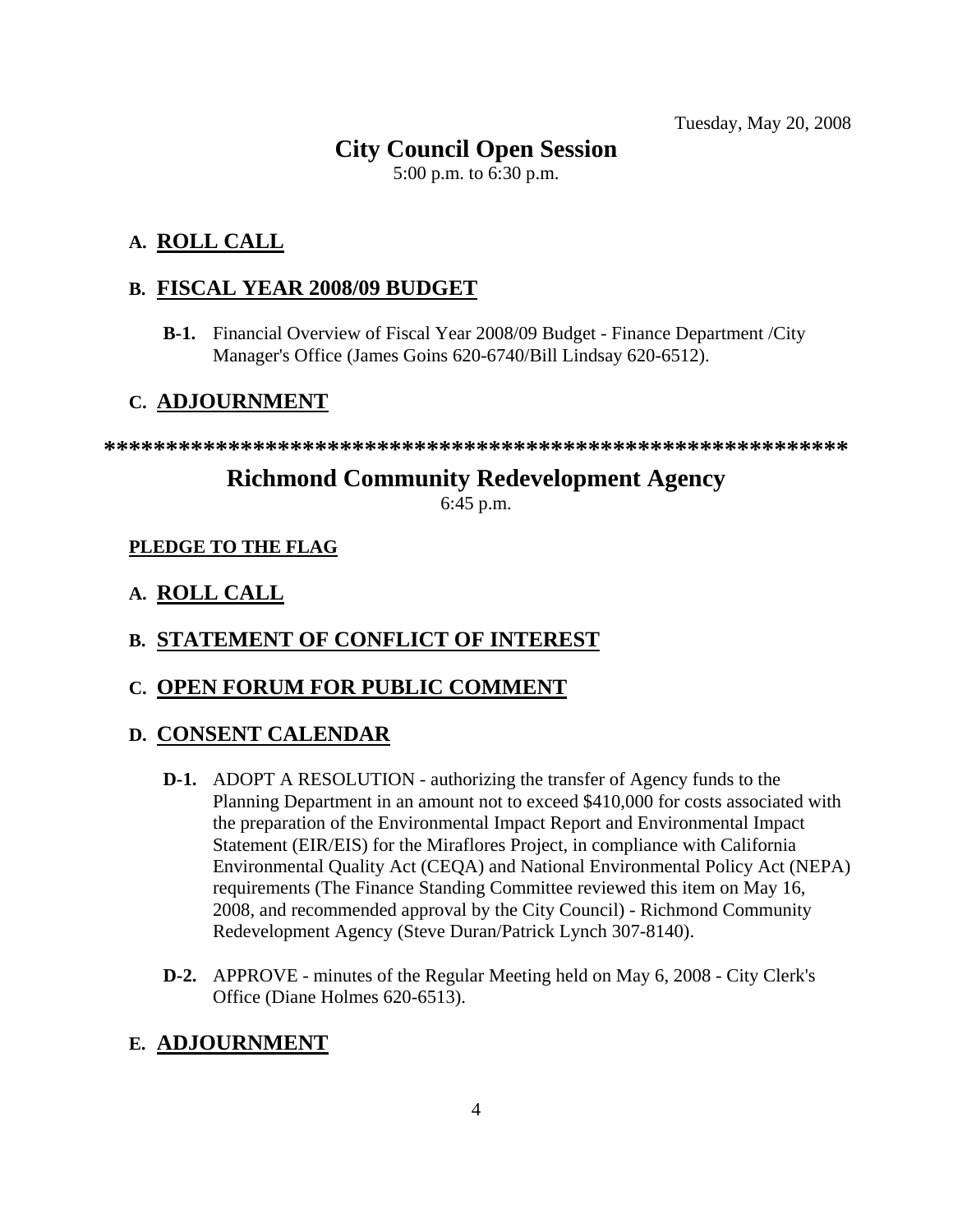Tuesday, May 20, 2008

# City Council Open Session

5:00 p.m. to 6:30 p.m.

## A. ROLL CALL

## B. FISCAL YEAR 2008/09 BUDGET

**B-1.** Financial Overview of Fiscal Year 2008/09 Budget - Finance Department /City Manager's Office (James Goins 620-6740/Bill Lindsay 620-6512).

## C. ADJOURNMENT

**************************************************************

# Richmond Community Redevelopment Agency

6:45 p.m.

**PLEDGE TO THE FLAG**

## A. ROLL CALL

## B. STATEMENT OF CONFLICT OF INTEREST

## C. OPEN FORUM FOR PUBLIC COMMENT

## D. CONSENT CALENDAR

**D-1.** ADOPT A RESOLUTION - authorizing the transfer of Agency funds to the Planning Department in an amount not to exceed $410,000 for costs associated with the preparation of the Environmental Impact Report and Environmental Impact Statement (EIR/EIS) for the Miraflores Project, in compliance with California Environmental Quality Act (CEQA) and National Environmental Policy Act (NEPA) requirements (The Finance Standing Committee reviewed this item on May 16, 2008, and recommended approval by the City Council) - Richmond Community Redevelopment Agency (Steve Duran/Patrick Lynch 307-8140).

**D-2.** APPROVE - minutes of the Regular Meeting held on May 6, 2008 - City Clerk's Office (Diane Holmes 620-6513).

## E. ADJOURNMENT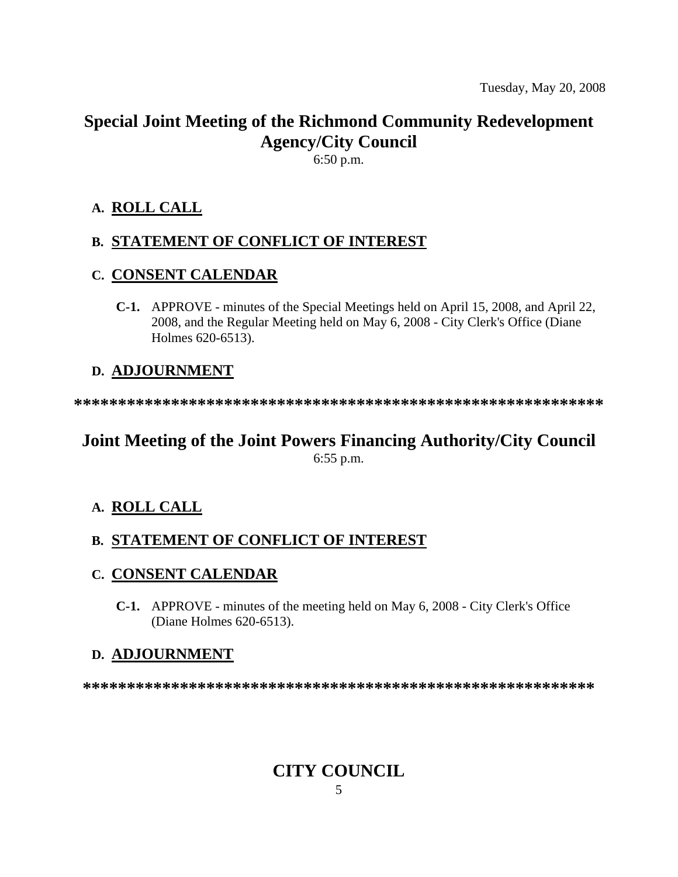Tuesday, May 20, 2008

# Special Joint Meeting of the Richmond Community Redevelopment Agency/City Council

6:50 p.m.

## A. ROLL CALL

## B. STATEMENT OF CONFLICT OF INTEREST

## C. CONSENT CALENDAR

**C-1.** APPROVE - minutes of the Special Meetings held on April 15, 2008, and April 22, 2008, and the Regular Meeting held on May 6, 2008 - City Clerk's Office (Diane Holmes 620-6513).

## D. ADJOURNMENT

**************************************************************

# Joint Meeting of the Joint Powers Financing Authority/City Council

6:55 p.m.

## A. ROLL CALL

## B. STATEMENT OF CONFLICT OF INTEREST

## C. CONSENT CALENDAR

**C-1.** APPROVE - minutes of the meeting held on May 6, 2008 - City Clerk's Office (Diane Holmes 620-6513).

## D. ADJOURNMENT

**************************************************************

# CITY COUNCIL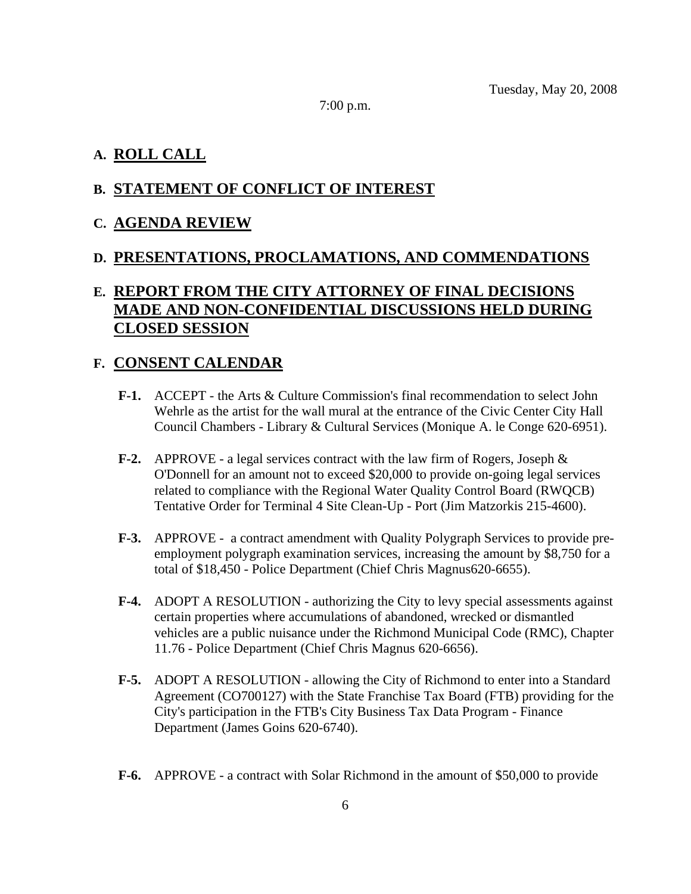Tuesday, May 20, 2008

7:00 p.m.

## A. ROLL CALL

## B. STATEMENT OF CONFLICT OF INTEREST

## C. AGENDA REVIEW

## D. PRESENTATIONS, PROCLAMATIONS, AND COMMENDATIONS

## E. REPORT FROM THE CITY ATTORNEY OF FINAL DECISIONS MADE AND NON-CONFIDENTIAL DISCUSSIONS HELD DURING CLOSED SESSION

## F. CONSENT CALENDAR

**F-1.** ACCEPT - the Arts & Culture Commission's final recommendation to select John Wehrle as the artist for the wall mural at the entrance of the Civic Center City Hall Council Chambers - Library & Cultural Services (Monique A. le Conge 620-6951).

**F-2.** APPROVE - a legal services contract with the law firm of Rogers, Joseph & O'Donnell for an amount not to exceed $20,000 to provide on-going legal services related to compliance with the Regional Water Quality Control Board (RWQCB) Tentative Order for Terminal 4 Site Clean-Up - Port (Jim Matzorkis 215-4600).

**F-3.** APPROVE - a contract amendment with Quality Polygraph Services to provide pre-employment polygraph examination services, increasing the amount by $8,750 for a total of $18,450 - Police Department (Chief Chris Magnus620-6655).

**F-4.** ADOPT A RESOLUTION - authorizing the City to levy special assessments against certain properties where accumulations of abandoned, wrecked or dismantled vehicles are a public nuisance under the Richmond Municipal Code (RMC), Chapter 11.76 - Police Department (Chief Chris Magnus 620-6656).

**F-5.** ADOPT A RESOLUTION - allowing the City of Richmond to enter into a Standard Agreement (CO700127) with the State Franchise Tax Board (FTB) providing for the City's participation in the FTB's City Business Tax Data Program - Finance Department (James Goins 620-6740).

**F-6.** APPROVE - a contract with Solar Richmond in the amount of $50,000 to provide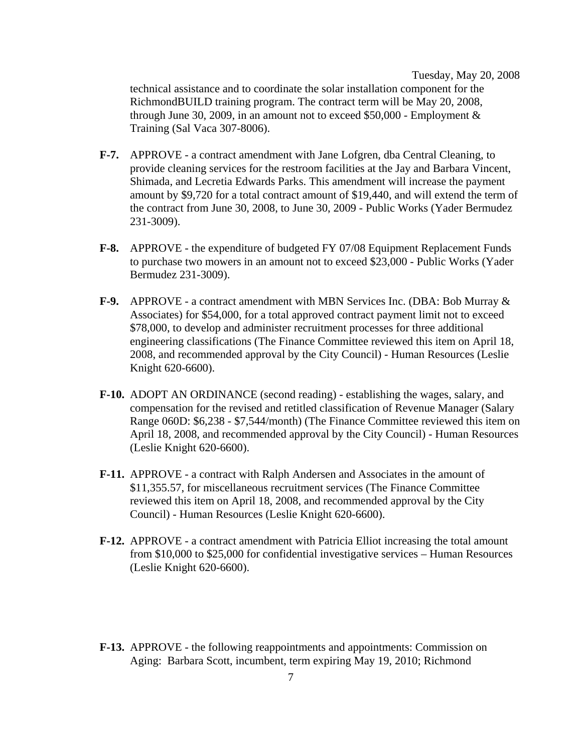technical assistance and to coordinate the solar installation component for the RichmondBUILD training program. The contract term will be May 20, 2008, through June 30, 2009, in an amount not to exceed $50,000 - Employment & Training (Sal Vaca 307-8006).

**F-7.** APPROVE - a contract amendment with Jane Lofgren, dba Central Cleaning, to provide cleaning services for the restroom facilities at the Jay and Barbara Vincent, Shimada, and Lecretia Edwards Parks. This amendment will increase the payment amount by $9,720 for a total contract amount of $19,440, and will extend the term of the contract from June 30, 2008, to June 30, 2009 - Public Works (Yader Bermudez 231-3009).

**F-8.** APPROVE - the expenditure of budgeted FY 07/08 Equipment Replacement Funds to purchase two mowers in an amount not to exceed $23,000 - Public Works (Yader Bermudez 231-3009).

**F-9.** APPROVE - a contract amendment with MBN Services Inc. (DBA: Bob Murray & Associates) for $54,000, for a total approved contract payment limit not to exceed $78,000, to develop and administer recruitment processes for three additional engineering classifications (The Finance Committee reviewed this item on April 18, 2008, and recommended approval by the City Council) - Human Resources (Leslie Knight 620-6600).

**F-10.** ADOPT AN ORDINANCE (second reading) - establishing the wages, salary, and compensation for the revised and retitled classification of Revenue Manager (Salary Range 060D: $6,238 - $7,544/month) (The Finance Committee reviewed this item on April 18, 2008, and recommended approval by the City Council) - Human Resources (Leslie Knight 620-6600).

**F-11.** APPROVE - a contract with Ralph Andersen and Associates in the amount of $11,355.57, for miscellaneous recruitment services (The Finance Committee reviewed this item on April 18, 2008, and recommended approval by the City Council) - Human Resources (Leslie Knight 620-6600).

**F-12.** APPROVE - a contract amendment with Patricia Elliot increasing the total amount from $10,000 to $25,000 for confidential investigative services – Human Resources (Leslie Knight 620-6600).

**F-13.** APPROVE - the following reappointments and appointments: Commission on Aging: Barbara Scott, incumbent, term expiring May 19, 2010; Richmond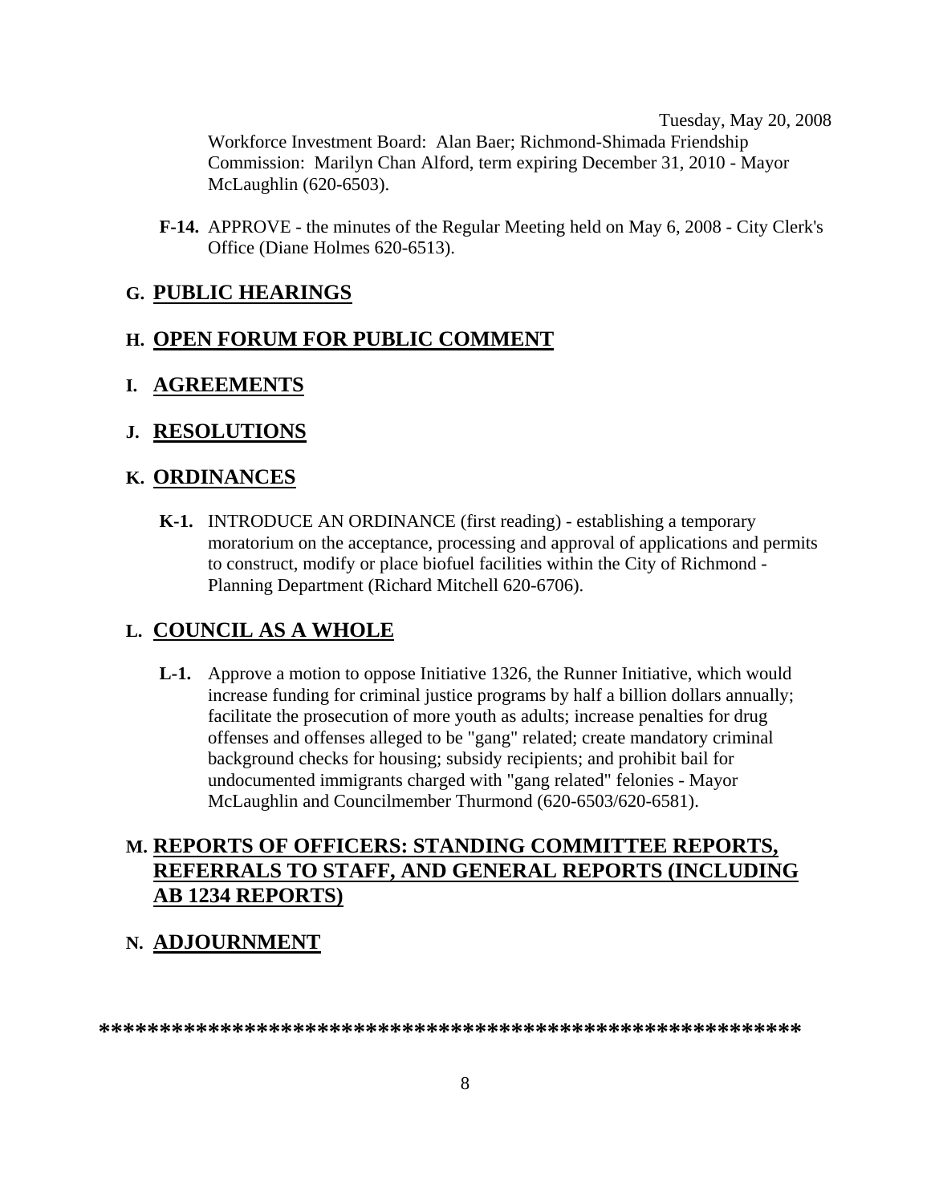Workforce Investment Board: Alan Baer; Richmond-Shimada Friendship Commission: Marilyn Chan Alford, term expiring December 31, 2010 - Mayor McLaughlin (620-6503).

**F-14.** APPROVE - the minutes of the Regular Meeting held on May 6, 2008 - City Clerk's Office (Diane Holmes 620-6513).

## G. PUBLIC HEARINGS

## H. OPEN FORUM FOR PUBLIC COMMENT

## I. AGREEMENTS

## J. RESOLUTIONS

## K. ORDINANCES

**K-1.** INTRODUCE AN ORDINANCE (first reading) - establishing a temporary moratorium on the acceptance, processing and approval of applications and permits to construct, modify or place biofuel facilities within the City of Richmond - Planning Department (Richard Mitchell 620-6706).

## L. COUNCIL AS A WHOLE

**L-1.** Approve a motion to oppose Initiative 1326, the Runner Initiative, which would increase funding for criminal justice programs by half a billion dollars annually; facilitate the prosecution of more youth as adults; increase penalties for drug offenses and offenses alleged to be "gang" related; create mandatory criminal background checks for housing; subsidy recipients; and prohibit bail for undocumented immigrants charged with "gang related" felonies - Mayor McLaughlin and Councilmember Thurmond (620-6503/620-6581).

## M. REPORTS OF OFFICERS: STANDING COMMITTEE REPORTS, REFERRALS TO STAFF, AND GENERAL REPORTS (INCLUDING AB 1234 REPORTS)

## N. ADJOURNMENT

**************************************************************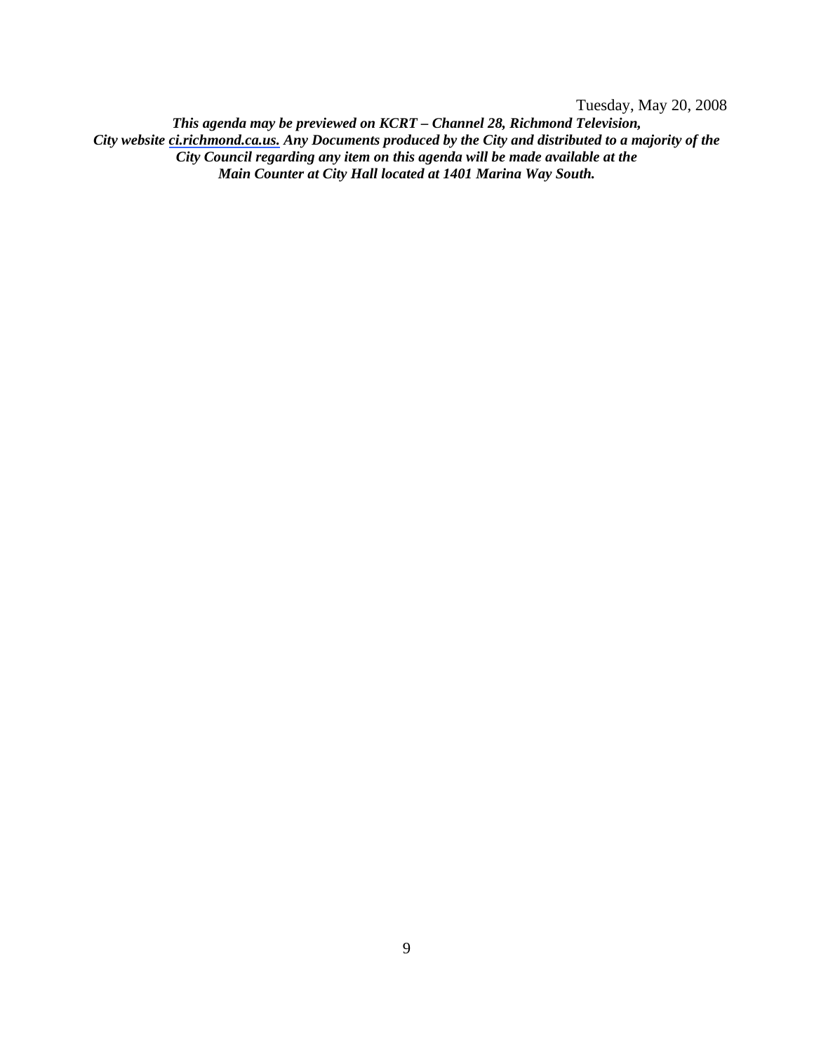***This agenda may be previewed on KCRT – Channel 28, Richmond Television, City website ci.richmond.ca.us. Any Documents produced by the City and distributed to a majority of the City Council regarding any item on this agenda will be made available at the Main Counter at City Hall located at 1401 Marina Way South.***